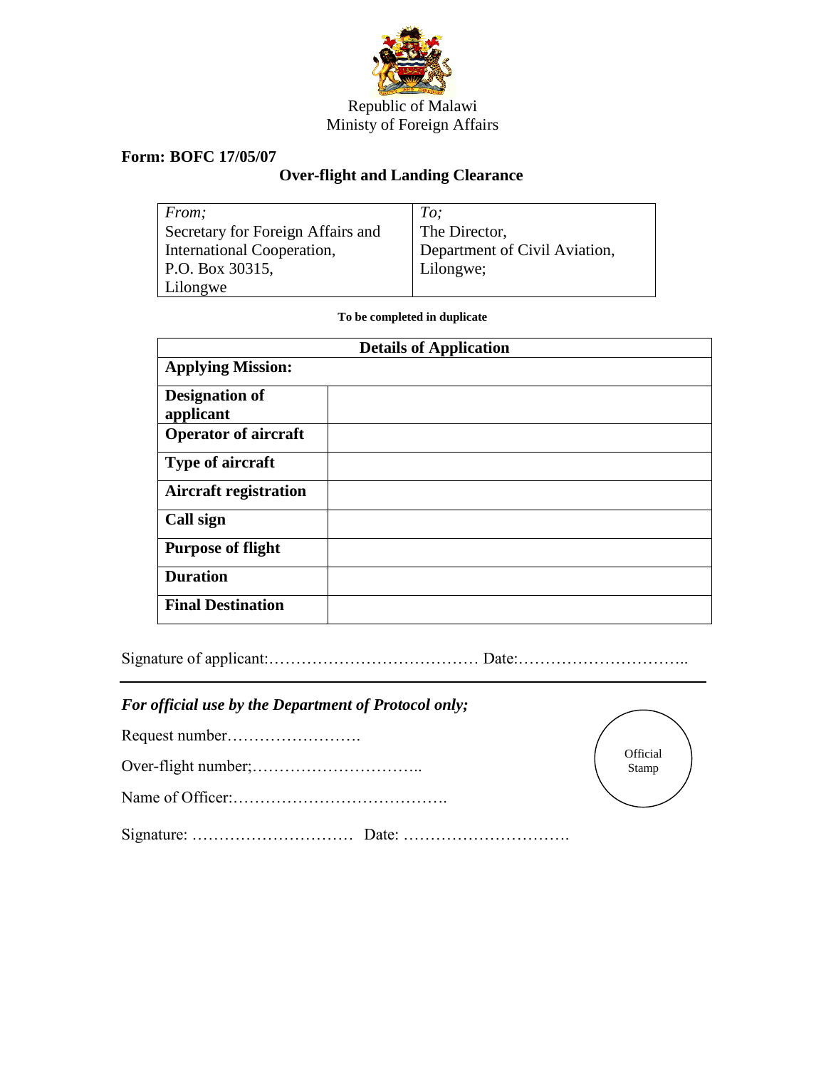Republic of Malawi
Ministry of Foreign Affairs

**Form: BOFC 17/05/07**

## Over-flight and Landing Clearance

| *From;* | *To;* |
|---|---|
| Secretary for Foreign Affairs and International Cooperation, P.O. Box 30315, Lilongwe | The Director, Department of Civil Aviation, Lilongwe; |

**To be completed in duplicate**

| **Details of Application** | |
|---|---|
| **Applying Mission:** | |
| **Designation of applicant** | |
| **Operator of aircraft** | |
| **Type of aircraft** | |
| **Aircraft registration** | |
| **Call sign** | |
| **Purpose of flight** | |
| **Duration** | |
| **Final Destination** | |

Signature of applicant:………………………………… Date:…………………………..

---

***For official use by the Department of Protocol only;***

Request number…………………….

Over-flight number;…………………………..

Name of Officer:………………………………….

Signature: ………………………… Date: ………………………….

Official Stamp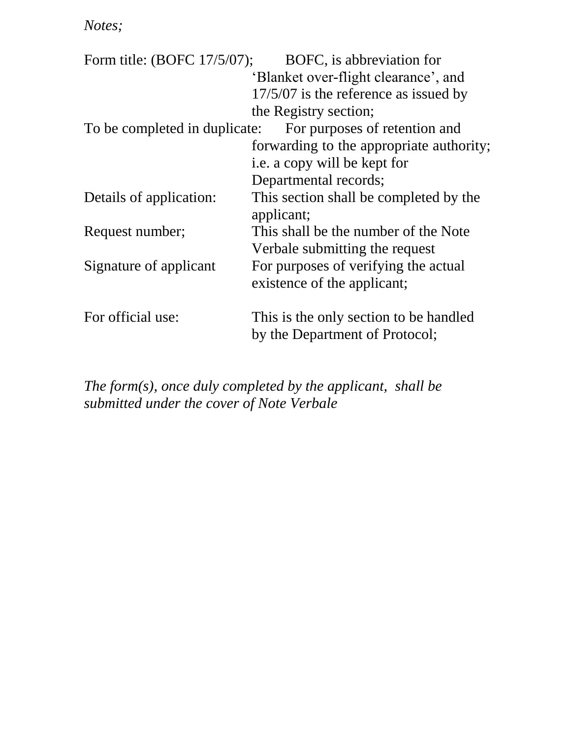*Notes;*

| | |
|---|---|
| Form title: (BOFC 17/5/07); | BOFC, is abbreviation for 'Blanket over-flight clearance', and 17/5/07 is the reference as issued by the Registry section; |
| To be completed in duplicate: | For purposes of retention and forwarding to the appropriate authority; i.e. a copy will be kept for Departmental records; |
| Details of application: | This section shall be completed by the applicant; |
| Request number; | This shall be the number of the Note Verbale submitting the request |
| Signature of applicant | For purposes of verifying the actual existence of the applicant; |
| For official use: | This is the only section to be handled by the Department of Protocol; |

*The form(s), once duly completed by the applicant, shall be submitted under the cover of Note Verbale*